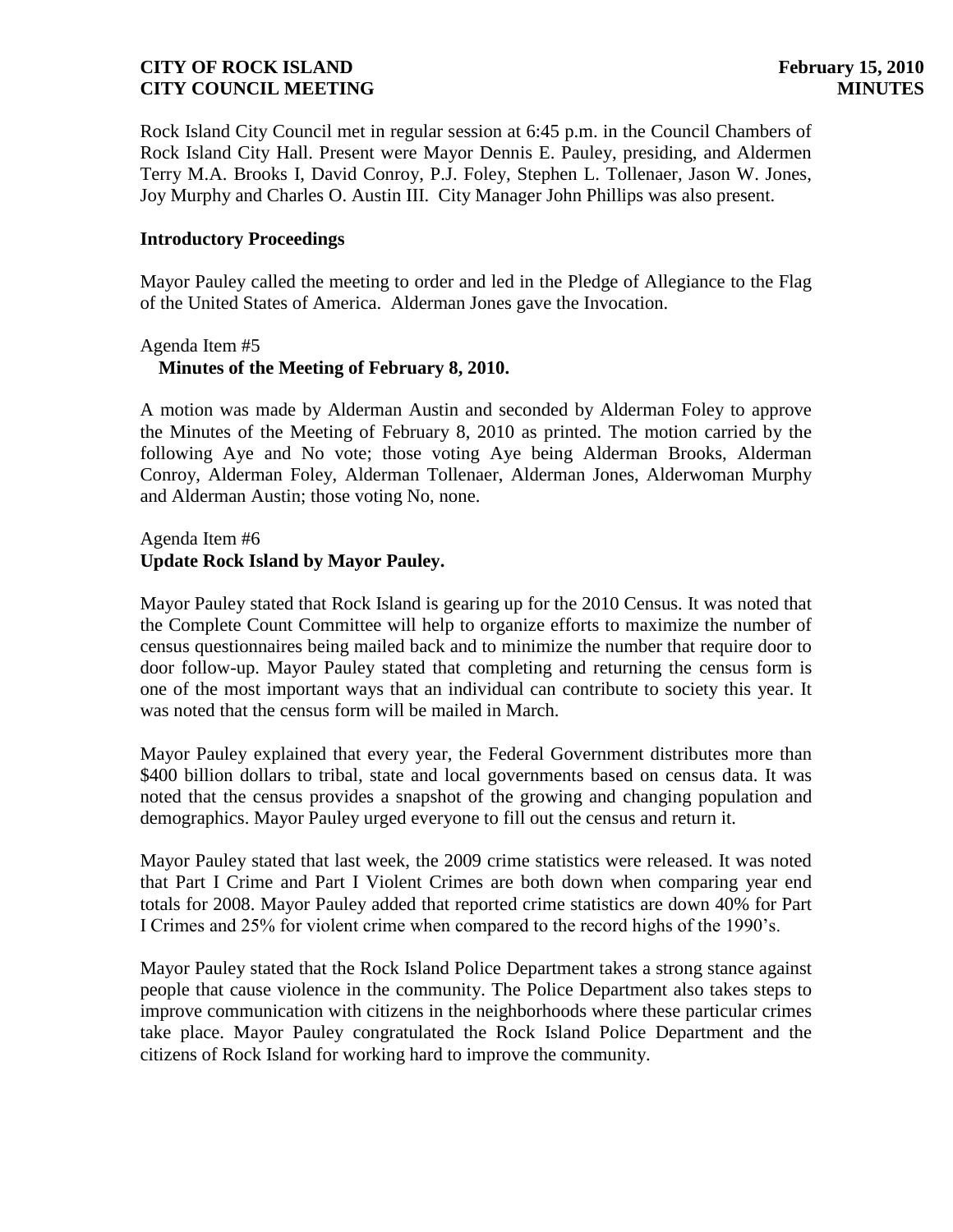Rock Island City Council met in regular session at 6:45 p.m. in the Council Chambers of Rock Island City Hall. Present were Mayor Dennis E. Pauley, presiding, and Aldermen Terry M.A. Brooks I, David Conroy, P.J. Foley, Stephen L. Tollenaer, Jason W. Jones, Joy Murphy and Charles O. Austin III. City Manager John Phillips was also present.

**Introductory Proceedings**

Mayor Pauley called the meeting to order and led in the Pledge of Allegiance to the Flag of the United States of America. Alderman Jones gave the Invocation.

Agenda Item #5
**Minutes of the Meeting of February 8, 2010.**

A motion was made by Alderman Austin and seconded by Alderman Foley to approve the Minutes of the Meeting of February 8, 2010 as printed. The motion carried by the following Aye and No vote; those voting Aye being Alderman Brooks, Alderman Conroy, Alderman Foley, Alderman Tollenaer, Alderman Jones, Alderwoman Murphy and Alderman Austin; those voting No, none.

Agenda Item #6
**Update Rock Island by Mayor Pauley.**

Mayor Pauley stated that Rock Island is gearing up for the 2010 Census. It was noted that the Complete Count Committee will help to organize efforts to maximize the number of census questionnaires being mailed back and to minimize the number that require door to door follow-up. Mayor Pauley stated that completing and returning the census form is one of the most important ways that an individual can contribute to society this year. It was noted that the census form will be mailed in March.

Mayor Pauley explained that every year, the Federal Government distributes more than $400 billion dollars to tribal, state and local governments based on census data. It was noted that the census provides a snapshot of the growing and changing population and demographics. Mayor Pauley urged everyone to fill out the census and return it.

Mayor Pauley stated that last week, the 2009 crime statistics were released. It was noted that Part I Crime and Part I Violent Crimes are both down when comparing year end totals for 2008. Mayor Pauley added that reported crime statistics are down 40% for Part I Crimes and 25% for violent crime when compared to the record highs of the 1990's.

Mayor Pauley stated that the Rock Island Police Department takes a strong stance against people that cause violence in the community. The Police Department also takes steps to improve communication with citizens in the neighborhoods where these particular crimes take place. Mayor Pauley congratulated the Rock Island Police Department and the citizens of Rock Island for working hard to improve the community.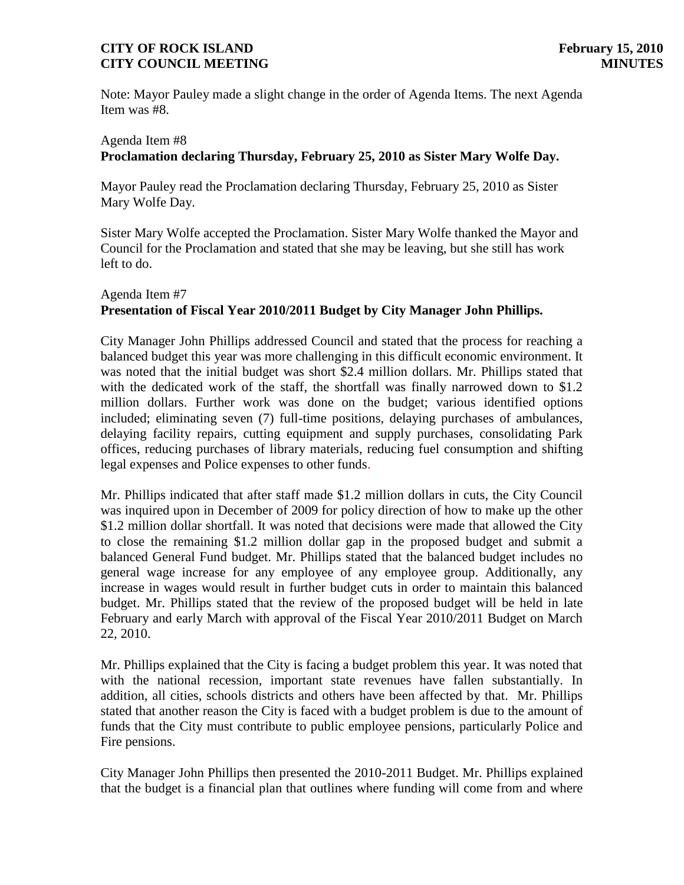Note: Mayor Pauley made a slight change in the order of Agenda Items. The next Agenda Item was #8.

Agenda Item #8
**Proclamation declaring Thursday, February 25, 2010 as Sister Mary Wolfe Day.**

Mayor Pauley read the Proclamation declaring Thursday, February 25, 2010 as Sister Mary Wolfe Day.

Sister Mary Wolfe accepted the Proclamation. Sister Mary Wolfe thanked the Mayor and Council for the Proclamation and stated that she may be leaving, but she still has work left to do.

Agenda Item #7
**Presentation of Fiscal Year 2010/2011 Budget by City Manager John Phillips.**

City Manager John Phillips addressed Council and stated that the process for reaching a balanced budget this year was more challenging in this difficult economic environment. It was noted that the initial budget was short $2.4 million dollars. Mr. Phillips stated that with the dedicated work of the staff, the shortfall was finally narrowed down to $1.2 million dollars. Further work was done on the budget; various identified options included; eliminating seven (7) full-time positions, delaying purchases of ambulances, delaying facility repairs, cutting equipment and supply purchases, consolidating Park offices, reducing purchases of library materials, reducing fuel consumption and shifting legal expenses and Police expenses to other funds.

Mr. Phillips indicated that after staff made $1.2 million dollars in cuts, the City Council was inquired upon in December of 2009 for policy direction of how to make up the other $1.2 million dollar shortfall. It was noted that decisions were made that allowed the City to close the remaining $1.2 million dollar gap in the proposed budget and submit a balanced General Fund budget. Mr. Phillips stated that the balanced budget includes no general wage increase for any employee of any employee group. Additionally, any increase in wages would result in further budget cuts in order to maintain this balanced budget. Mr. Phillips stated that the review of the proposed budget will be held in late February and early March with approval of the Fiscal Year 2010/2011 Budget on March 22, 2010.

Mr. Phillips explained that the City is facing a budget problem this year. It was noted that with the national recession, important state revenues have fallen substantially. In addition, all cities, schools districts and others have been affected by that. Mr. Phillips stated that another reason the City is faced with a budget problem is due to the amount of funds that the City must contribute to public employee pensions, particularly Police and Fire pensions.

City Manager John Phillips then presented the 2010-2011 Budget. Mr. Phillips explained that the budget is a financial plan that outlines where funding will come from and where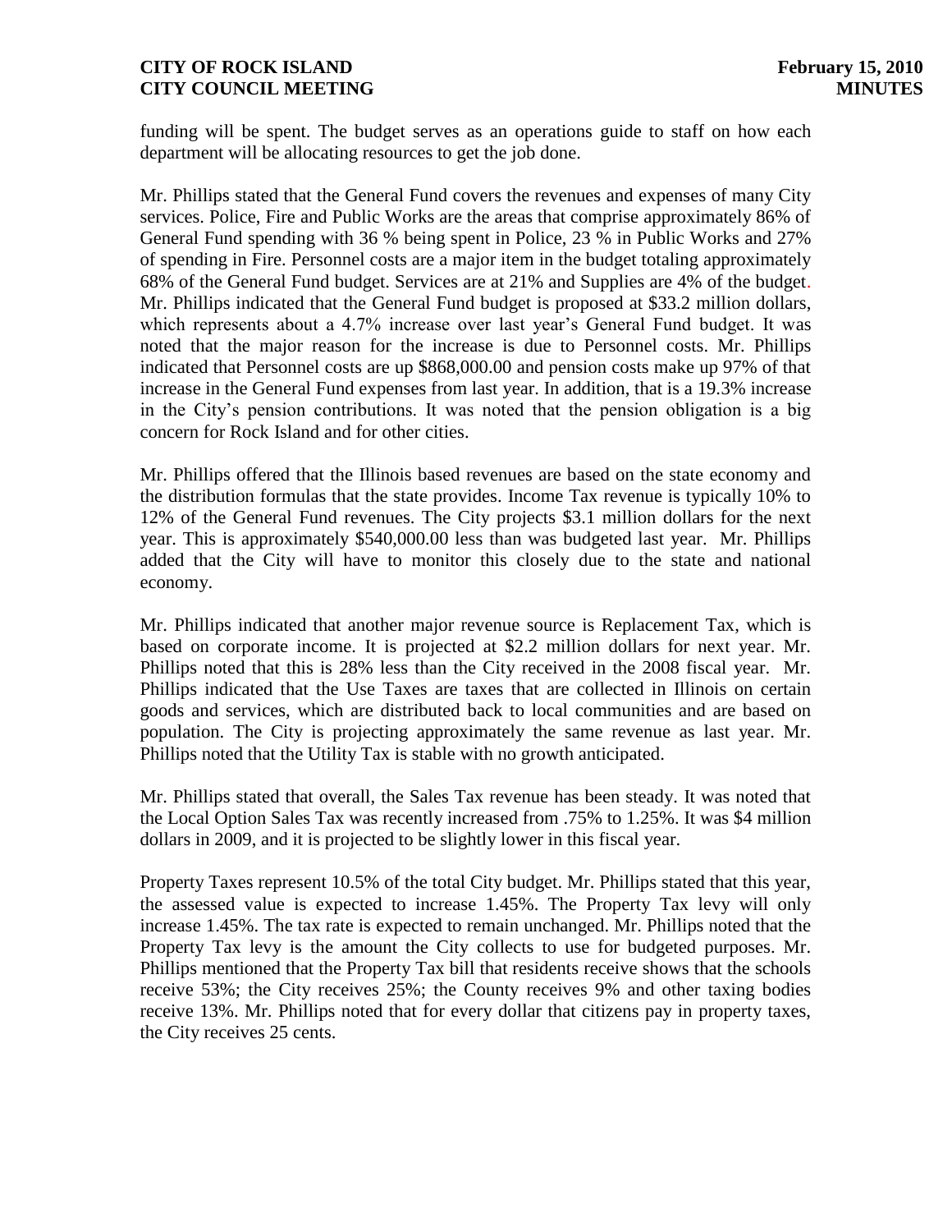funding will be spent. The budget serves as an operations guide to staff on how each department will be allocating resources to get the job done.

Mr. Phillips stated that the General Fund covers the revenues and expenses of many City services. Police, Fire and Public Works are the areas that comprise approximately 86% of General Fund spending with 36 % being spent in Police, 23 % in Public Works and 27% of spending in Fire. Personnel costs are a major item in the budget totaling approximately 68% of the General Fund budget. Services are at 21% and Supplies are 4% of the budget. Mr. Phillips indicated that the General Fund budget is proposed at $33.2 million dollars, which represents about a 4.7% increase over last year's General Fund budget. It was noted that the major reason for the increase is due to Personnel costs. Mr. Phillips indicated that Personnel costs are up $868,000.00 and pension costs make up 97% of that increase in the General Fund expenses from last year. In addition, that is a 19.3% increase in the City's pension contributions. It was noted that the pension obligation is a big concern for Rock Island and for other cities.

Mr. Phillips offered that the Illinois based revenues are based on the state economy and the distribution formulas that the state provides. Income Tax revenue is typically 10% to 12% of the General Fund revenues. The City projects $3.1 million dollars for the next year. This is approximately $540,000.00 less than was budgeted last year. Mr. Phillips added that the City will have to monitor this closely due to the state and national economy.

Mr. Phillips indicated that another major revenue source is Replacement Tax, which is based on corporate income. It is projected at $2.2 million dollars for next year. Mr. Phillips noted that this is 28% less than the City received in the 2008 fiscal year. Mr. Phillips indicated that the Use Taxes are taxes that are collected in Illinois on certain goods and services, which are distributed back to local communities and are based on population. The City is projecting approximately the same revenue as last year. Mr. Phillips noted that the Utility Tax is stable with no growth anticipated.

Mr. Phillips stated that overall, the Sales Tax revenue has been steady. It was noted that the Local Option Sales Tax was recently increased from .75% to 1.25%. It was $4 million dollars in 2009, and it is projected to be slightly lower in this fiscal year.

Property Taxes represent 10.5% of the total City budget. Mr. Phillips stated that this year, the assessed value is expected to increase 1.45%. The Property Tax levy will only increase 1.45%. The tax rate is expected to remain unchanged. Mr. Phillips noted that the Property Tax levy is the amount the City collects to use for budgeted purposes. Mr. Phillips mentioned that the Property Tax bill that residents receive shows that the schools receive 53%; the City receives 25%; the County receives 9% and other taxing bodies receive 13%. Mr. Phillips noted that for every dollar that citizens pay in property taxes, the City receives 25 cents.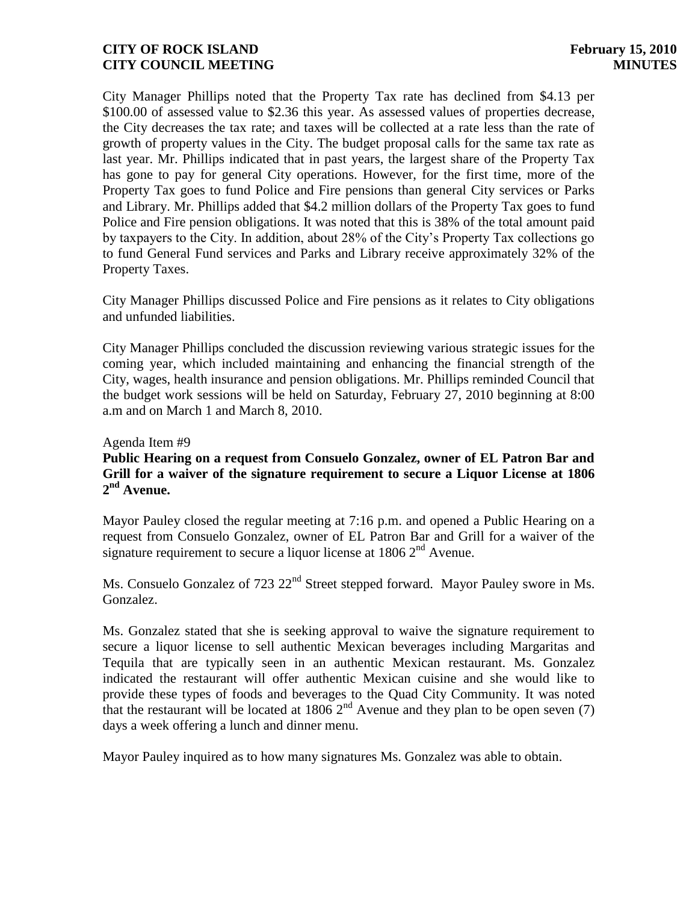City Manager Phillips noted that the Property Tax rate has declined from \$4.13 per \$100.00 of assessed value to \$2.36 this year. As assessed values of properties decrease, the City decreases the tax rate; and taxes will be collected at a rate less than the rate of growth of property values in the City. The budget proposal calls for the same tax rate as last year. Mr. Phillips indicated that in past years, the largest share of the Property Tax has gone to pay for general City operations. However, for the first time, more of the Property Tax goes to fund Police and Fire pensions than general City services or Parks and Library. Mr. Phillips added that \$4.2 million dollars of the Property Tax goes to fund Police and Fire pension obligations. It was noted that this is 38% of the total amount paid by taxpayers to the City. In addition, about 28% of the City's Property Tax collections go to fund General Fund services and Parks and Library receive approximately 32% of the Property Taxes.

City Manager Phillips discussed Police and Fire pensions as it relates to City obligations and unfunded liabilities.

City Manager Phillips concluded the discussion reviewing various strategic issues for the coming year, which included maintaining and enhancing the financial strength of the City, wages, health insurance and pension obligations. Mr. Phillips reminded Council that the budget work sessions will be held on Saturday, February 27, 2010 beginning at 8:00 a.m and on March 1 and March 8, 2010.

Agenda Item #9

**Public Hearing on a request from Consuelo Gonzalez, owner of EL Patron Bar and Grill for a waiver of the signature requirement to secure a Liquor License at 1806 2nd Avenue.**

Mayor Pauley closed the regular meeting at 7:16 p.m. and opened a Public Hearing on a request from Consuelo Gonzalez, owner of EL Patron Bar and Grill for a waiver of the signature requirement to secure a liquor license at 1806 2nd Avenue.

Ms. Consuelo Gonzalez of 723 22nd Street stepped forward. Mayor Pauley swore in Ms. Gonzalez.

Ms. Gonzalez stated that she is seeking approval to waive the signature requirement to secure a liquor license to sell authentic Mexican beverages including Margaritas and Tequila that are typically seen in an authentic Mexican restaurant. Ms. Gonzalez indicated the restaurant will offer authentic Mexican cuisine and she would like to provide these types of foods and beverages to the Quad City Community. It was noted that the restaurant will be located at 1806 2nd Avenue and they plan to be open seven (7) days a week offering a lunch and dinner menu.

Mayor Pauley inquired as to how many signatures Ms. Gonzalez was able to obtain.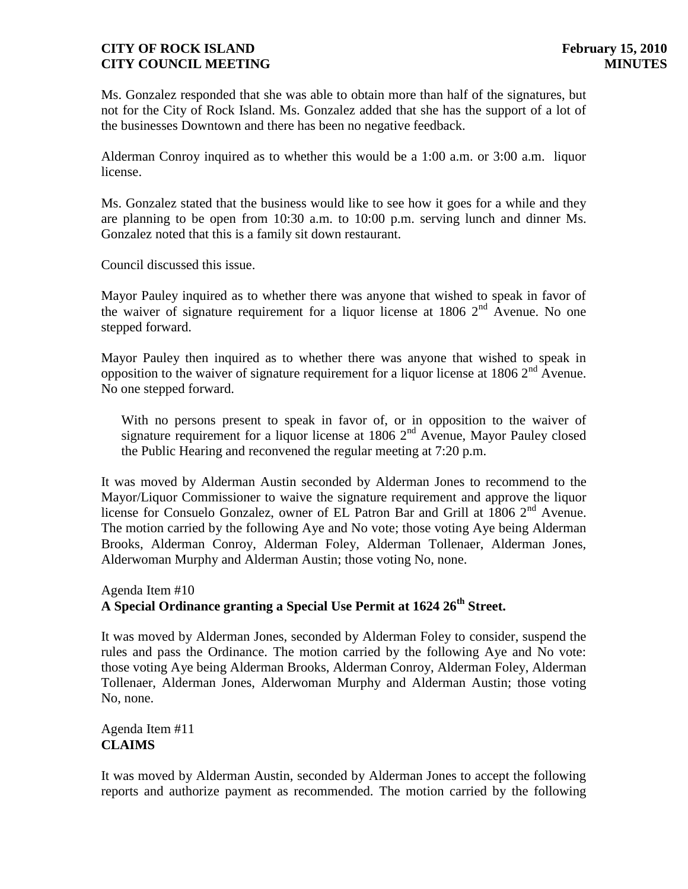Ms. Gonzalez responded that she was able to obtain more than half of the signatures, but not for the City of Rock Island. Ms. Gonzalez added that she has the support of a lot of the businesses Downtown and there has been no negative feedback.

Alderman Conroy inquired as to whether this would be a 1:00 a.m. or 3:00 a.m. liquor license.

Ms. Gonzalez stated that the business would like to see how it goes for a while and they are planning to be open from 10:30 a.m. to 10:00 p.m. serving lunch and dinner Ms. Gonzalez noted that this is a family sit down restaurant.

Council discussed this issue.

Mayor Pauley inquired as to whether there was anyone that wished to speak in favor of the waiver of signature requirement for a liquor license at 1806 2nd Avenue. No one stepped forward.

Mayor Pauley then inquired as to whether there was anyone that wished to speak in opposition to the waiver of signature requirement for a liquor license at 1806 2nd Avenue. No one stepped forward.

> With no persons present to speak in favor of, or in opposition to the waiver of signature requirement for a liquor license at 1806 2nd Avenue, Mayor Pauley closed the Public Hearing and reconvened the regular meeting at 7:20 p.m.

It was moved by Alderman Austin seconded by Alderman Jones to recommend to the Mayor/Liquor Commissioner to waive the signature requirement and approve the liquor license for Consuelo Gonzalez, owner of EL Patron Bar and Grill at 1806 2nd Avenue. The motion carried by the following Aye and No vote; those voting Aye being Alderman Brooks, Alderman Conroy, Alderman Foley, Alderman Tollenaer, Alderman Jones, Alderwoman Murphy and Alderman Austin; those voting No, none.

Agenda Item #10
**A Special Ordinance granting a Special Use Permit at 1624 26th Street.**

It was moved by Alderman Jones, seconded by Alderman Foley to consider, suspend the rules and pass the Ordinance. The motion carried by the following Aye and No vote: those voting Aye being Alderman Brooks, Alderman Conroy, Alderman Foley, Alderman Tollenaer, Alderman Jones, Alderwoman Murphy and Alderman Austin; those voting No, none.

Agenda Item #11
**CLAIMS**

It was moved by Alderman Austin, seconded by Alderman Jones to accept the following reports and authorize payment as recommended. The motion carried by the following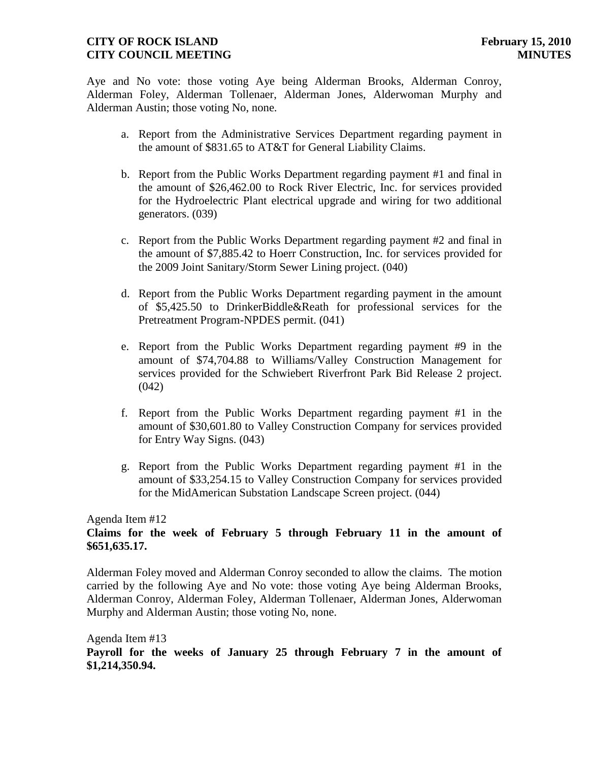Aye and No vote: those voting Aye being Alderman Brooks, Alderman Conroy, Alderman Foley, Alderman Tollenaer, Alderman Jones, Alderwoman Murphy and Alderman Austin; those voting No, none.

a. Report from the Administrative Services Department regarding payment in the amount of $831.65 to AT&T for General Liability Claims.

b. Report from the Public Works Department regarding payment #1 and final in the amount of $26,462.00 to Rock River Electric, Inc. for services provided for the Hydroelectric Plant electrical upgrade and wiring for two additional generators. (039)

c. Report from the Public Works Department regarding payment #2 and final in the amount of $7,885.42 to Hoerr Construction, Inc. for services provided for the 2009 Joint Sanitary/Storm Sewer Lining project. (040)

d. Report from the Public Works Department regarding payment in the amount of $5,425.50 to DrinkerBiddle&Reath for professional services for the Pretreatment Program-NPDES permit. (041)

e. Report from the Public Works Department regarding payment #9 in the amount of $74,704.88 to Williams/Valley Construction Management for services provided for the Schwiebert Riverfront Park Bid Release 2 project. (042)

f. Report from the Public Works Department regarding payment #1 in the amount of $30,601.80 to Valley Construction Company for services provided for Entry Way Signs. (043)

g. Report from the Public Works Department regarding payment #1 in the amount of $33,254.15 to Valley Construction Company for services provided for the MidAmerican Substation Landscape Screen project. (044)

Agenda Item #12

**Claims for the week of February 5 through February 11 in the amount of $651,635.17.**

Alderman Foley moved and Alderman Conroy seconded to allow the claims. The motion carried by the following Aye and No vote: those voting Aye being Alderman Brooks, Alderman Conroy, Alderman Foley, Alderman Tollenaer, Alderman Jones, Alderwoman Murphy and Alderman Austin; those voting No, none.

Agenda Item #13

**Payroll for the weeks of January 25 through February 7 in the amount of $1,214,350.94.**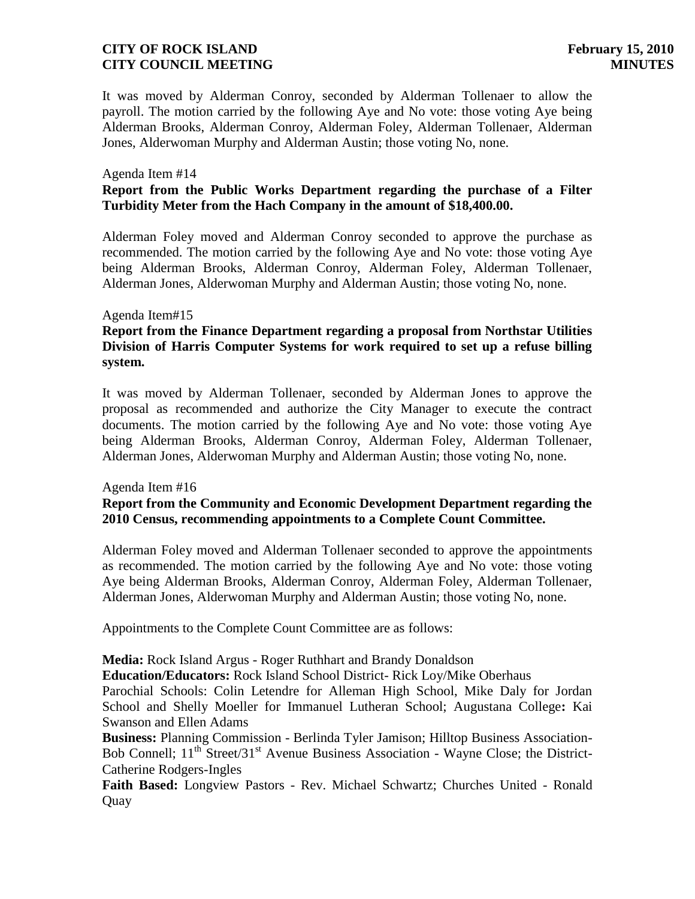It was moved by Alderman Conroy, seconded by Alderman Tollenaer to allow the payroll. The motion carried by the following Aye and No vote: those voting Aye being Alderman Brooks, Alderman Conroy, Alderman Foley, Alderman Tollenaer, Alderman Jones, Alderwoman Murphy and Alderman Austin; those voting No, none.

Agenda Item #14

**Report from the Public Works Department regarding the purchase of a Filter Turbidity Meter from the Hach Company in the amount of $18,400.00.**

Alderman Foley moved and Alderman Conroy seconded to approve the purchase as recommended. The motion carried by the following Aye and No vote: those voting Aye being Alderman Brooks, Alderman Conroy, Alderman Foley, Alderman Tollenaer, Alderman Jones, Alderwoman Murphy and Alderman Austin; those voting No, none.

Agenda Item#15

**Report from the Finance Department regarding a proposal from Northstar Utilities Division of Harris Computer Systems for work required to set up a refuse billing system.**

It was moved by Alderman Tollenaer, seconded by Alderman Jones to approve the proposal as recommended and authorize the City Manager to execute the contract documents. The motion carried by the following Aye and No vote: those voting Aye being Alderman Brooks, Alderman Conroy, Alderman Foley, Alderman Tollenaer, Alderman Jones, Alderwoman Murphy and Alderman Austin; those voting No, none.

Agenda Item #16

**Report from the Community and Economic Development Department regarding the 2010 Census, recommending appointments to a Complete Count Committee.**

Alderman Foley moved and Alderman Tollenaer seconded to approve the appointments as recommended. The motion carried by the following Aye and No vote: those voting Aye being Alderman Brooks, Alderman Conroy, Alderman Foley, Alderman Tollenaer, Alderman Jones, Alderwoman Murphy and Alderman Austin; those voting No, none.

Appointments to the Complete Count Committee are as follows:

**Media:** Rock Island Argus - Roger Ruthhart and Brandy Donaldson
**Education/Educators:** Rock Island School District- Rick Loy/Mike Oberhaus
Parochial Schools: Colin Letendre for Alleman High School, Mike Daly for Jordan School and Shelly Moeller for Immanuel Lutheran School; Augustana College**:** Kai Swanson and Ellen Adams
**Business:** Planning Commission - Berlinda Tyler Jamison; Hilltop Business Association-Bob Connell; 11th Street/31st Avenue Business Association - Wayne Close; the District-Catherine Rodgers-Ingles
**Faith Based:** Longview Pastors - Rev. Michael Schwartz; Churches United - Ronald Quay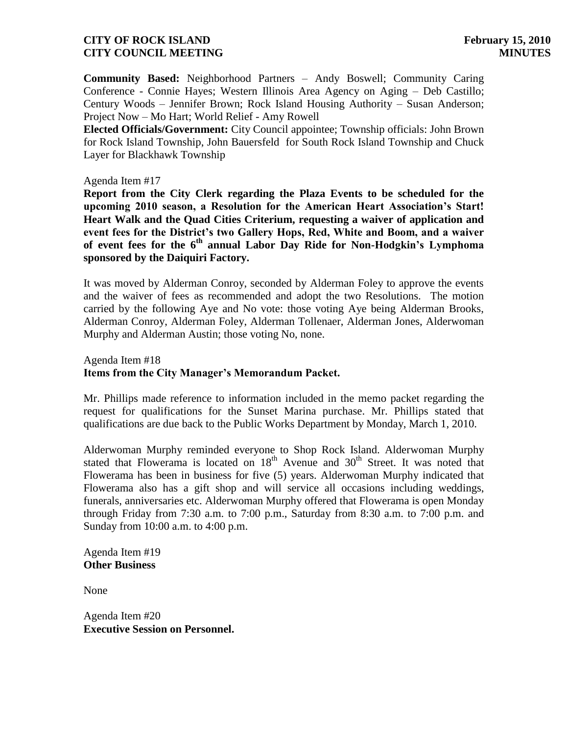**Community Based:** Neighborhood Partners – Andy Boswell; Community Caring Conference - Connie Hayes; Western Illinois Area Agency on Aging – Deb Castillo; Century Woods – Jennifer Brown; Rock Island Housing Authority – Susan Anderson; Project Now – Mo Hart; World Relief - Amy Rowell

**Elected Officials/Government:** City Council appointee; Township officials: John Brown for Rock Island Township, John Bauersfeld for South Rock Island Township and Chuck Layer for Blackhawk Township

Agenda Item #17

**Report from the City Clerk regarding the Plaza Events to be scheduled for the upcoming 2010 season, a Resolution for the American Heart Association's Start! Heart Walk and the Quad Cities Criterium, requesting a waiver of application and event fees for the District's two Gallery Hops, Red, White and Boom, and a waiver of event fees for the 6th annual Labor Day Ride for Non-Hodgkin's Lymphoma sponsored by the Daiquiri Factory.**

It was moved by Alderman Conroy, seconded by Alderman Foley to approve the events and the waiver of fees as recommended and adopt the two Resolutions. The motion carried by the following Aye and No vote: those voting Aye being Alderman Brooks, Alderman Conroy, Alderman Foley, Alderman Tollenaer, Alderman Jones, Alderwoman Murphy and Alderman Austin; those voting No, none.

Agenda Item #18

**Items from the City Manager's Memorandum Packet.**

Mr. Phillips made reference to information included in the memo packet regarding the request for qualifications for the Sunset Marina purchase. Mr. Phillips stated that qualifications are due back to the Public Works Department by Monday, March 1, 2010.

Alderwoman Murphy reminded everyone to Shop Rock Island. Alderwoman Murphy stated that Flowerama is located on 18th Avenue and 30th Street. It was noted that Flowerama has been in business for five (5) years. Alderwoman Murphy indicated that Flowerama also has a gift shop and will service all occasions including weddings, funerals, anniversaries etc. Alderwoman Murphy offered that Flowerama is open Monday through Friday from 7:30 a.m. to 7:00 p.m., Saturday from 8:30 a.m. to 7:00 p.m. and Sunday from 10:00 a.m. to 4:00 p.m.

Agenda Item #19

**Other Business**

None

Agenda Item #20

**Executive Session on Personnel.**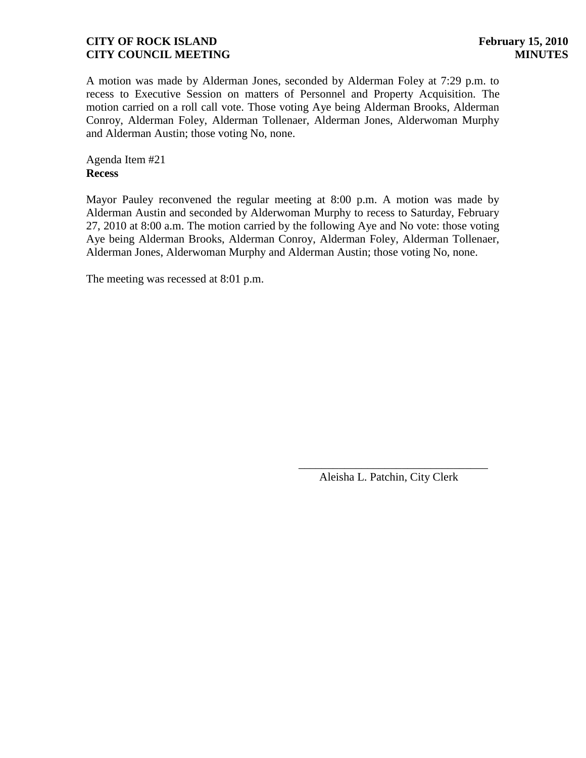A motion was made by Alderman Jones, seconded by Alderman Foley at 7:29 p.m. to recess to Executive Session on matters of Personnel and Property Acquisition. The motion carried on a roll call vote. Those voting Aye being Alderman Brooks, Alderman Conroy, Alderman Foley, Alderman Tollenaer, Alderman Jones, Alderwoman Murphy and Alderman Austin; those voting No, none.

Agenda Item #21
**Recess**

Mayor Pauley reconvened the regular meeting at 8:00 p.m. A motion was made by Alderman Austin and seconded by Alderwoman Murphy to recess to Saturday, February 27, 2010 at 8:00 a.m. The motion carried by the following Aye and No vote: those voting Aye being Alderman Brooks, Alderman Conroy, Alderman Foley, Alderman Tollenaer, Alderman Jones, Alderwoman Murphy and Alderman Austin; those voting No, none.

The meeting was recessed at 8:01 p.m.

\_\_\_\_\_\_\_\_\_\_\_\_\_\_\_\_\_\_\_\_\_\_\_\_\_\_\_\_\_\_\_\_\_\_

Aleisha L. Patchin, City Clerk